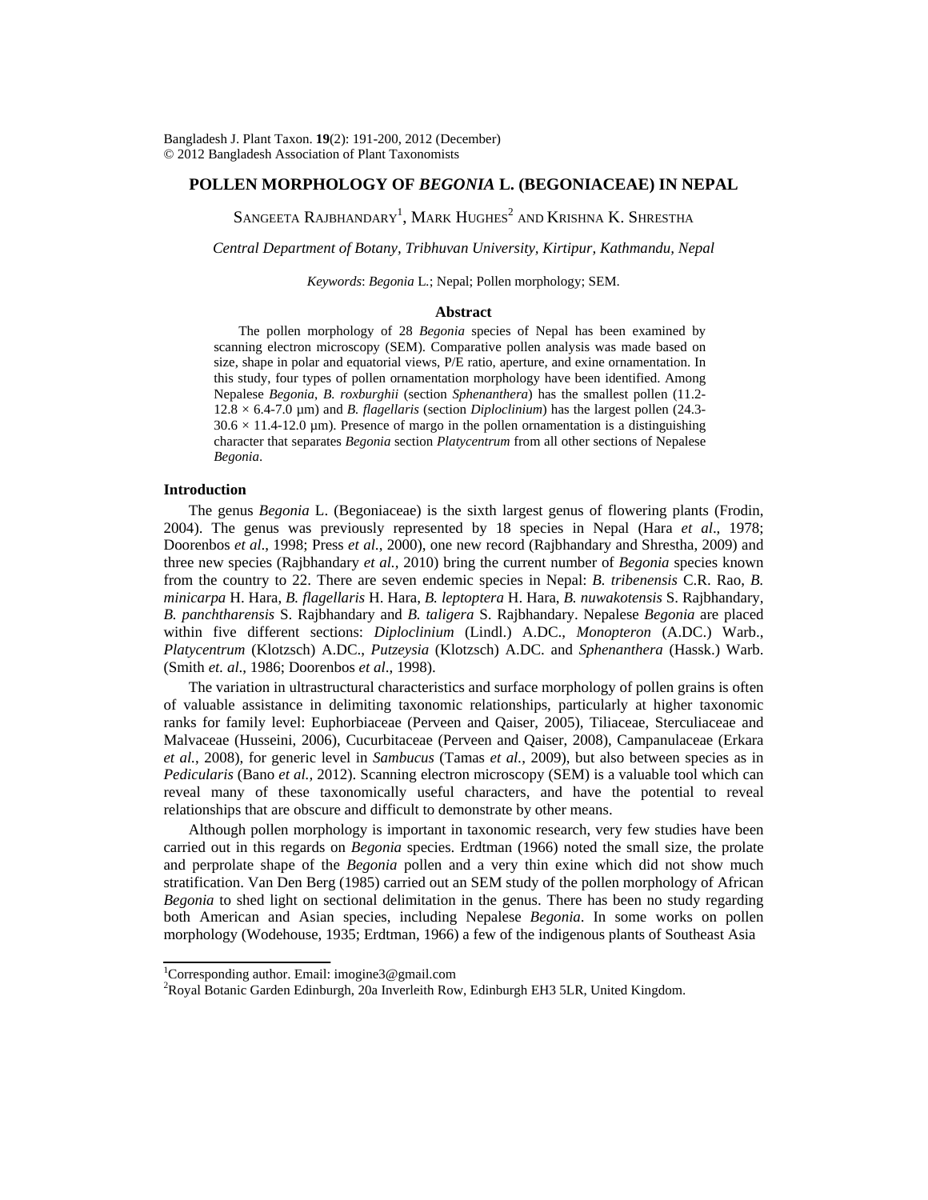# POLLEN MORPHOLOGY OF *BEGONIA* L. (BEGONIACEAE) IN NEPAL

SANGEETA RAJBHANDARY[1], MARK HUGHES[2] AND KRISHNA K. SHRESTHA

*Central Department of Botany, Tribhuvan University, Kirtipur, Kathmandu, Nepal*

*Keywords*: *Begonia* L.; Nepal; Pollen morphology; SEM.

## Abstract

The pollen morphology of 28 *Begonia* species of Nepal has been examined by scanning electron microscopy (SEM). Comparative pollen analysis was made based on size, shape in polar and equatorial views, P/E ratio, aperture, and exine ornamentation. In this study, four types of pollen ornamentation morphology have been identified. Among Nepalese *Begonia*, *B. roxburghii* (section *Sphenanthera*) has the smallest pollen (11.2-12.8 × 6.4-7.0 µm) and *B. flagellaris* (section *Diploclinium*) has the largest pollen (24.3-30.6 × 11.4-12.0 µm). Presence of margo in the pollen ornamentation is a distinguishing character that separates *Begonia* section *Platycentrum* from all other sections of Nepalese *Begonia*.

## Introduction

The genus *Begonia* L. (Begoniaceae) is the sixth largest genus of flowering plants (Frodin, 2004). The genus was previously represented by 18 species in Nepal (Hara *et al*., 1978; Doorenbos *et al*., 1998; Press *et al.*, 2000), one new record (Rajbhandary and Shrestha, 2009) and three new species (Rajbhandary *et al.,* 2010) bring the current number of *Begonia* species known from the country to 22. There are seven endemic species in Nepal: *B. tribenensis* C.R. Rao, *B. minicarpa* H. Hara, *B. flagellaris* H. Hara, *B. leptoptera* H. Hara, *B. nuwakotensis* S. Rajbhandary, *B. panchtharensis* S. Rajbhandary and *B. taligera* S. Rajbhandary. Nepalese *Begonia* are placed within five different sections: *Diploclinium* (Lindl.) A.DC., *Monopteron* (A.DC.) Warb., *Platycentrum* (Klotzsch) A.DC., *Putzeysia* (Klotzsch) A.DC. and *Sphenanthera* (Hassk.) Warb. (Smith *et. al*., 1986; Doorenbos *et al*., 1998).

The variation in ultrastructural characteristics and surface morphology of pollen grains is often of valuable assistance in delimiting taxonomic relationships, particularly at higher taxonomic ranks for family level: Euphorbiaceae (Perveen and Qaiser, 2005), Tiliaceae, Sterculiaceae and Malvaceae (Husseini, 2006), Cucurbitaceae (Perveen and Qaiser, 2008), Campanulaceae (Erkara *et al.*, 2008), for generic level in *Sambucus* (Tamas *et al.*, 2009), but also between species as in *Pedicularis* (Bano *et al.,* 2012). Scanning electron microscopy (SEM) is a valuable tool which can reveal many of these taxonomically useful characters, and have the potential to reveal relationships that are obscure and difficult to demonstrate by other means.

Although pollen morphology is important in taxonomic research, very few studies have been carried out in this regards on *Begonia* species. Erdtman (1966) noted the small size, the prolate and perprolate shape of the *Begonia* pollen and a very thin exine which did not show much stratification. Van Den Berg (1985) carried out an SEM study of the pollen morphology of African *Begonia* to shed light on sectional delimitation in the genus. There has been no study regarding both American and Asian species, including Nepalese *Begonia*. In some works on pollen morphology (Wodehouse, 1935; Erdtman, 1966) a few of the indigenous plants of Southeast Asia

---

[1]Corresponding author. Email: imogine3@gmail.com

[2]Royal Botanic Garden Edinburgh, 20a Inverleith Row, Edinburgh EH3 5LR, United Kingdom.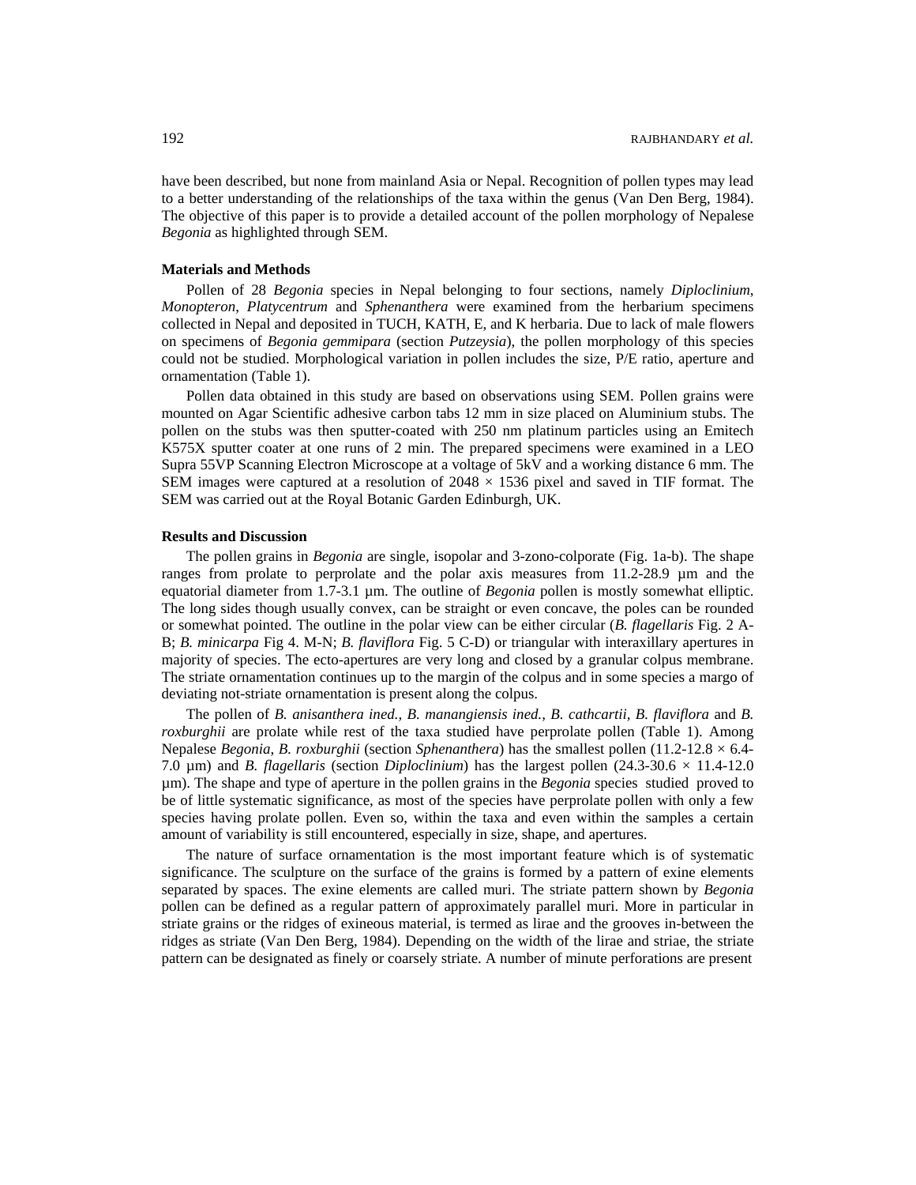have been described, but none from mainland Asia or Nepal. Recognition of pollen types may lead to a better understanding of the relationships of the taxa within the genus (Van Den Berg, 1984). The objective of this paper is to provide a detailed account of the pollen morphology of Nepalese *Begonia* as highlighted through SEM.

**Materials and Methods**

Pollen of 28 *Begonia* species in Nepal belonging to four sections, namely *Diploclinium*, *Monopteron*, *Platycentrum* and *Sphenanthera* were examined from the herbarium specimens collected in Nepal and deposited in TUCH, KATH, E, and K herbaria. Due to lack of male flowers on specimens of *Begonia gemmipara* (section *Putzeysia*), the pollen morphology of this species could not be studied. Morphological variation in pollen includes the size, P/E ratio, aperture and ornamentation (Table 1).

Pollen data obtained in this study are based on observations using SEM. Pollen grains were mounted on Agar Scientific adhesive carbon tabs 12 mm in size placed on Aluminium stubs. The pollen on the stubs was then sputter-coated with 250 nm platinum particles using an Emitech K575X sputter coater at one runs of 2 min. The prepared specimens were examined in a LEO Supra 55VP Scanning Electron Microscope at a voltage of 5kV and a working distance 6 mm. The SEM images were captured at a resolution of 2048 × 1536 pixel and saved in TIF format. The SEM was carried out at the Royal Botanic Garden Edinburgh, UK.

**Results and Discussion**

The pollen grains in *Begonia* are single, isopolar and 3-zono-colporate (Fig. 1a-b). The shape ranges from prolate to perprolate and the polar axis measures from 11.2-28.9 µm and the equatorial diameter from 1.7-3.1 µm. The outline of *Begonia* pollen is mostly somewhat elliptic. The long sides though usually convex, can be straight or even concave, the poles can be rounded or somewhat pointed. The outline in the polar view can be either circular (*B. flagellaris* Fig. 2 A-B; *B. minicarpa* Fig 4. M-N; *B. flaviflora* Fig. 5 C-D) or triangular with interaxillary apertures in majority of species. The ecto-apertures are very long and closed by a granular colpus membrane. The striate ornamentation continues up to the margin of the colpus and in some species a margo of deviating not-striate ornamentation is present along the colpus.

The pollen of *B. anisanthera ined.*, *B. manangiensis ined.*, *B. cathcartii*, *B. flaviflora* and *B. roxburghii* are prolate while rest of the taxa studied have perprolate pollen (Table 1). Among Nepalese *Begonia*, *B. roxburghii* (section *Sphenanthera*) has the smallest pollen (11.2-12.8 × 6.4-7.0 µm) and *B. flagellaris* (section *Diploclinium*) has the largest pollen (24.3-30.6 × 11.4-12.0 µm). The shape and type of aperture in the pollen grains in the *Begonia* species studied proved to be of little systematic significance, as most of the species have perprolate pollen with only a few species having prolate pollen. Even so, within the taxa and even within the samples a certain amount of variability is still encountered, especially in size, shape, and apertures.

The nature of surface ornamentation is the most important feature which is of systematic significance. The sculpture on the surface of the grains is formed by a pattern of exine elements separated by spaces. The exine elements are called muri. The striate pattern shown by *Begonia* pollen can be defined as a regular pattern of approximately parallel muri. More in particular in striate grains or the ridges of exineous material, is termed as lirae and the grooves in-between the ridges as striate (Van Den Berg, 1984). Depending on the width of the lirae and striae, the striate pattern can be designated as finely or coarsely striate. A number of minute perforations are present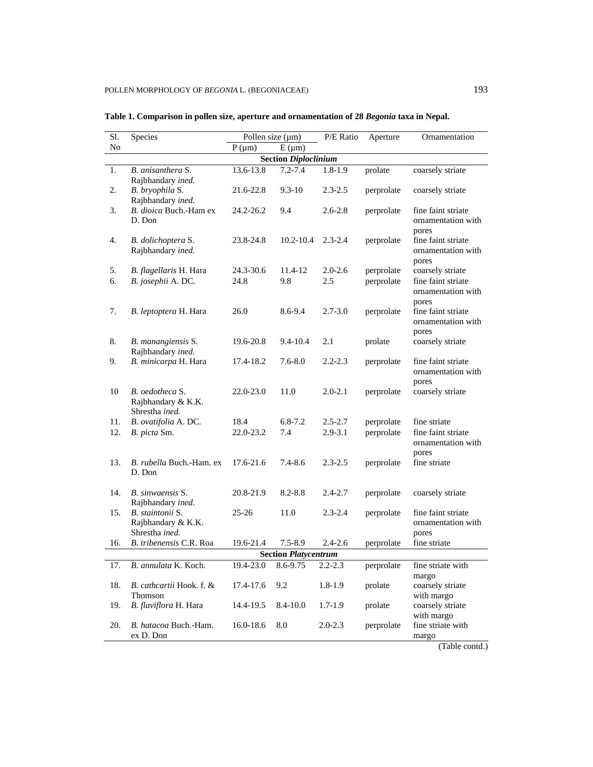**Table 1. Comparison in pollen size, aperture and ornamentation of 28 *Begonia* taxa in Nepal.**

| Sl. No | Species | Pollen size (µm) P (µm) | E (µm) | P/E Ratio | Aperture | Ornamentation |
|---|---|---|---|---|---|---|
| | | | **Section *Diploclinium*** | | | |
| 1. | *B. anisanthera* S. Rajbhandary *ined.* | 13.6-13.8 | 7.2-7.4 | 1.8-1.9 | prolate | coarsely striate |
| 2. | *B. bryophila* S. Rajbhandary *ined.* | 21.6-22.8 | 9.3-10 | 2.3-2.5 | perprolate | coarsely striate |
| 3. | *B. dioica* Buch.-Ham ex D. Don | 24.2-26.2 | 9.4 | 2.6-2.8 | perprolate | fine faint striate ornamentation with pores |
| 4. | *B. dolichoptera* S. Rajbhandary *ined.* | 23.8-24.8 | 10.2-10.4 | 2.3-2.4 | perprolate | fine faint striate ornamentation with pores |
| 5. | *B. flagellaris* H. Hara | 24.3-30.6 | 11.4-12 | 2.0-2.6 | perprolate | coarsely striate |
| 6. | *B. josephii* A. DC. | 24.8 | 9.8 | 2.5 | perprolate | fine faint striate ornamentation with pores |
| 7. | *B. leptoptera* H. Hara | 26.0 | 8.6-9.4 | 2.7-3.0 | perprolate | fine faint striate ornamentation with pores |
| 8. | *B. manangiensis* S. Rajbhandary *ined.* | 19.6-20.8 | 9.4-10.4 | 2.1 | prolate | coarsely striate |
| 9. | *B. minicarpa* H. Hara | 17.4-18.2 | 7.6-8.0 | 2.2-2.3 | perprolate | fine faint striate ornamentation with pores |
| 10 | *B. oedotheca* S. Rajbhandary & K.K. Shrestha *ined.* | 22.0-23.0 | 11.0 | 2.0-2.1 | perprolate | coarsely striate |
| 11. | *B. ovatifolia* A. DC. | 18.4 | 6.8-7.2 | 2.5-2.7 | perprolate | fine striate |
| 12. | *B. picta* Sm. | 22.0-23.2 | 7.4 | 2.9-3.1 | perprolate | fine faint striate ornamentation with pores |
| 13. | *B. rubella* Buch.-Ham. ex D. Don | 17.6-21.6 | 7.4-8.6 | 2.3-2.5 | perprolate | fine striate |
| 14. | *B. sinwaensis* S. Rajbhandary *ined.* | 20.8-21.9 | 8.2-8.8 | 2.4-2.7 | perprolate | coarsely striate |
| 15. | *B. staintonii* S. Rajbhandary & K.K. Shrestha *ined.* | 25-26 | 11.0 | 2.3-2.4 | perprolate | fine faint striate ornamentation with pores |
| 16. | *B. tribenensis* C.R. Roa | 19.6-21.4 | 7.5-8.9 | 2.4-2.6 | perprolate | fine striate |
| | | | **Section *Platycentrum*** | | | |
| 17. | *B. annulata* K. Koch. | 19.4-23.0 | 8.6-9.75 | 2.2-2.3 | perprolate | fine striate with margo |
| 18. | *B. cathcartii* Hook. f. & Thomson | 17.4-17.6 | 9.2 | 1.8-1.9 | prolate | coarsely striate with margo |
| 19. | *B. flaviflora* H. Hara | 14.4-19.5 | 8.4-10.0 | 1.7-1.9 | prolate | coarsely striate with margo |
| 20. | *B. hatacoa* Buch.-Ham. ex D. Don | 16.0-18.6 | 8.0 | 2.0-2.3 | perprolate | fine striate with margo |

(Table contd.)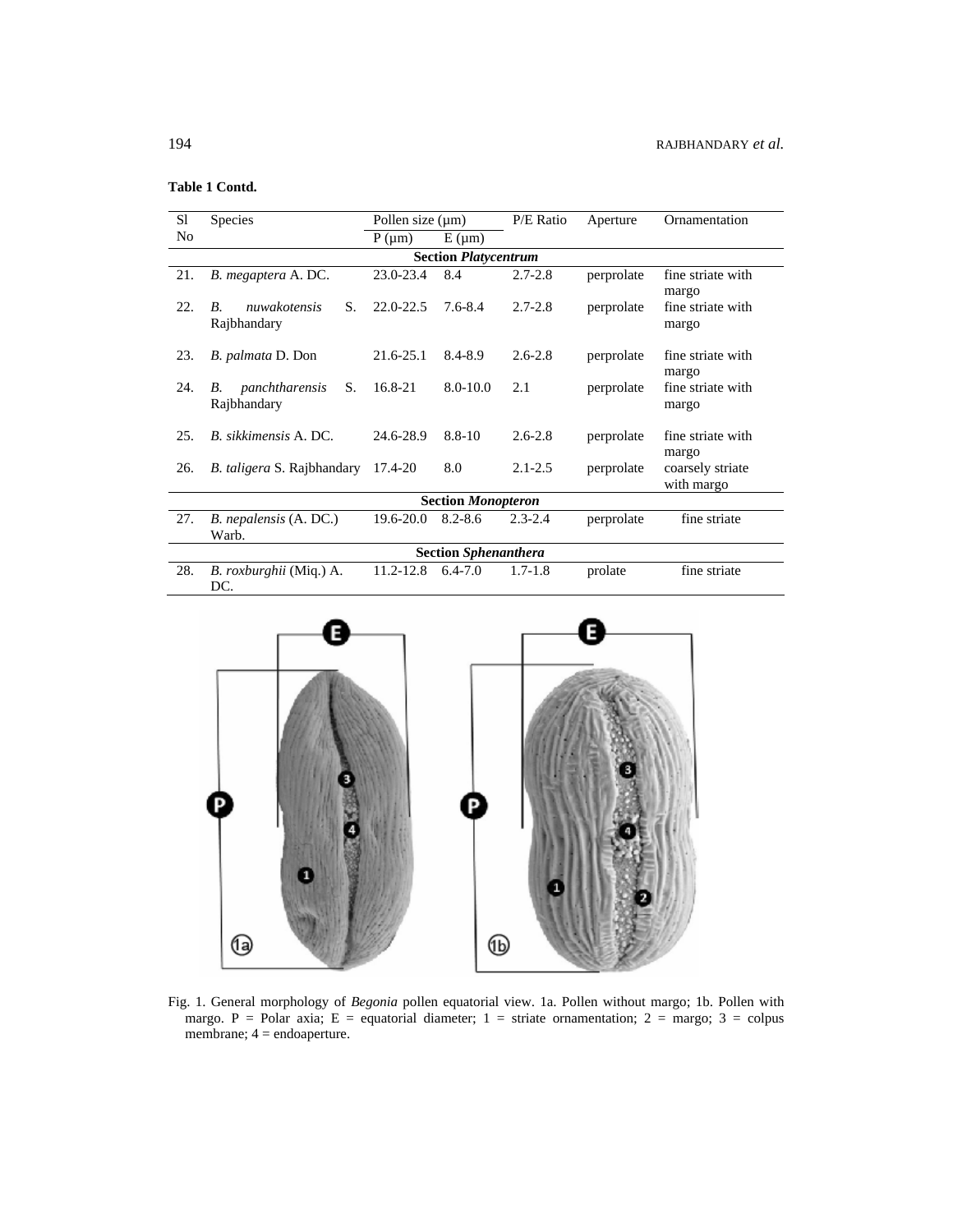**Table 1 Contd.**

| Sl No | Species | Pollen size (µm) | | P/E Ratio | Aperture | Ornamentation |
|---|---|---|---|---|---|---|
| | | P (µm) | E (µm) | | | |
| | | **Section *Platycentrum*** | | | | |
| 21. | *B. megaptera* A. DC. | 23.0-23.4 | 8.4 | 2.7-2.8 | perprolate | fine striate with margo |
| 22. | *B. nuwakotensis* S. Rajbhandary | 22.0-22.5 | 7.6-8.4 | 2.7-2.8 | perprolate | fine striate with margo |
| 23. | *B. palmata* D. Don | 21.6-25.1 | 8.4-8.9 | 2.6-2.8 | perprolate | fine striate with margo |
| 24. | *B. panchtharensis* S. Rajbhandary | 16.8-21 | 8.0-10.0 | 2.1 | perprolate | fine striate with margo |
| 25. | *B. sikkimensis* A. DC. | 24.6-28.9 | 8.8-10 | 2.6-2.8 | perprolate | fine striate with margo |
| 26. | *B. taligera* S. Rajbhandary | 17.4-20 | 8.0 | 2.1-2.5 | perprolate | coarsely striate with margo |
| | | **Section *Monopteron*** | | | | |
| 27. | *B. nepalensis* (A. DC.) Warb. | 19.6-20.0 | 8.2-8.6 | 2.3-2.4 | perprolate | fine striate |
| | | **Section *Sphenanthera*** | | | | |
| 28. | *B. roxburghii* (Miq.) A. DC. | 11.2-12.8 | 6.4-7.0 | 1.7-1.8 | prolate | fine striate |

Fig. 1. General morphology of *Begonia* pollen equatorial view. 1a. Pollen without margo; 1b. Pollen with margo. P = Polar axia; E = equatorial diameter; 1 = striate ornamentation; 2 = margo; 3 = colpus membrane; 4 = endoaperture.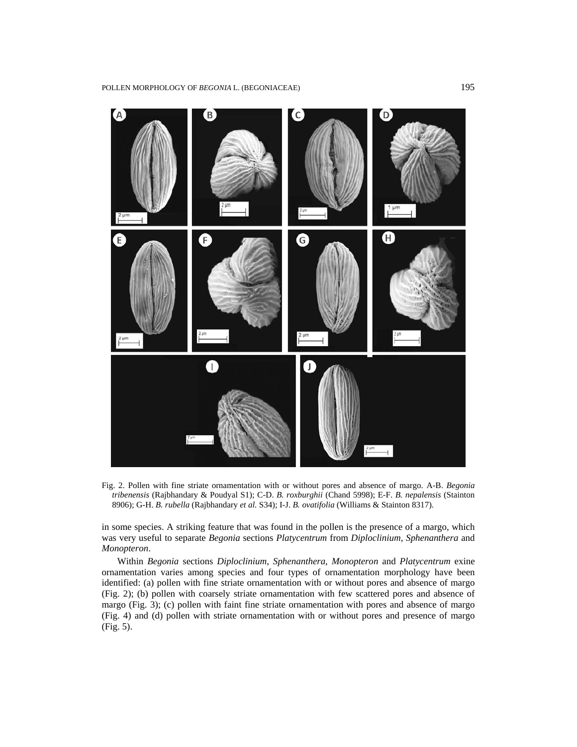Fig. 2. Pollen with fine striate ornamentation with or without pores and absence of margo. A-B. *Begonia tribenensis* (Rajbhandary & Poudyal S1); C-D. *B. roxburghii* (Chand 5998); E-F. *B. nepalensis* (Stainton 8906); G-H. *B. rubella* (Rajbhandary *et al.* S34); I-J. *B. ovatifolia* (Williams & Stainton 8317).

in some species. A striking feature that was found in the pollen is the presence of a margo, which was very useful to separate *Begonia* sections *Platycentrum* from *Diploclinium*, *Sphenanthera* and *Monopteron*.

Within *Begonia* sections *Diploclinium*, *Sphenanthera*, *Monopteron* and *Platycentrum* exine ornamentation varies among species and four types of ornamentation morphology have been identified: (a) pollen with fine striate ornamentation with or without pores and absence of margo (Fig. 2); (b) pollen with coarsely striate ornamentation with few scattered pores and absence of margo (Fig. 3); (c) pollen with faint fine striate ornamentation with pores and absence of margo (Fig. 4) and (d) pollen with striate ornamentation with or without pores and presence of margo (Fig. 5).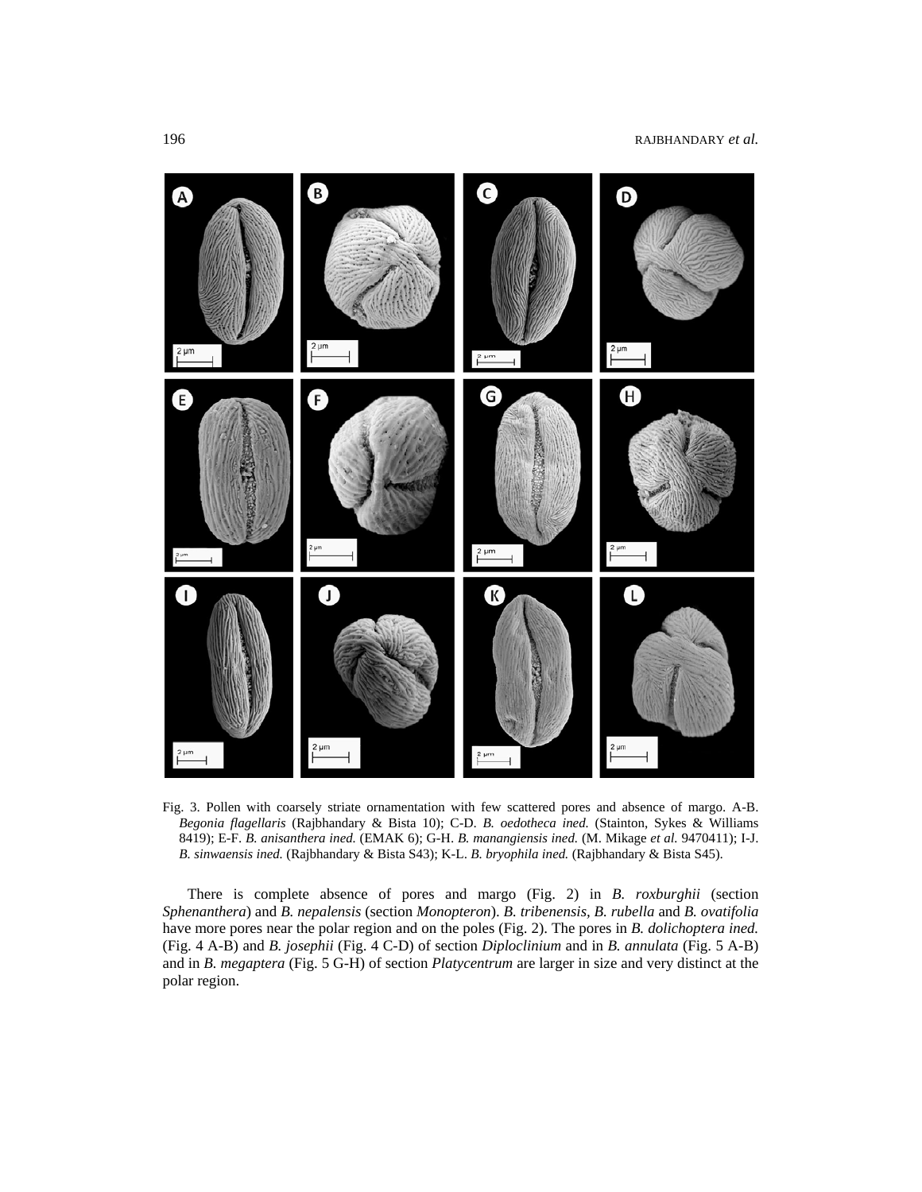Fig. 3. Pollen with coarsely striate ornamentation with few scattered pores and absence of margo. A-B. *Begonia flagellaris* (Rajbhandary & Bista 10); C-D. *B. oedotheca ined.* (Stainton, Sykes & Williams 8419); E-F. *B. anisanthera ined.* (EMAK 6); G-H. *B. manangiensis ined.* (M. Mikage *et al.* 9470411); I-J. *B. sinwaensis ined.* (Rajbhandary & Bista S43); K-L. *B. bryophila ined.* (Rajbhandary & Bista S45).

There is complete absence of pores and margo (Fig. 2) in *B. roxburghii* (section *Sphenanthera*) and *B. nepalensis* (section *Monopteron*). *B. tribenensis*, *B. rubella* and *B. ovatifolia* have more pores near the polar region and on the poles (Fig. 2). The pores in *B. dolichoptera ined.* (Fig. 4 A-B) and *B. josephii* (Fig. 4 C-D) of section *Diploclinium* and in *B. annulata* (Fig. 5 A-B) and in *B. megaptera* (Fig. 5 G-H) of section *Platycentrum* are larger in size and very distinct at the polar region.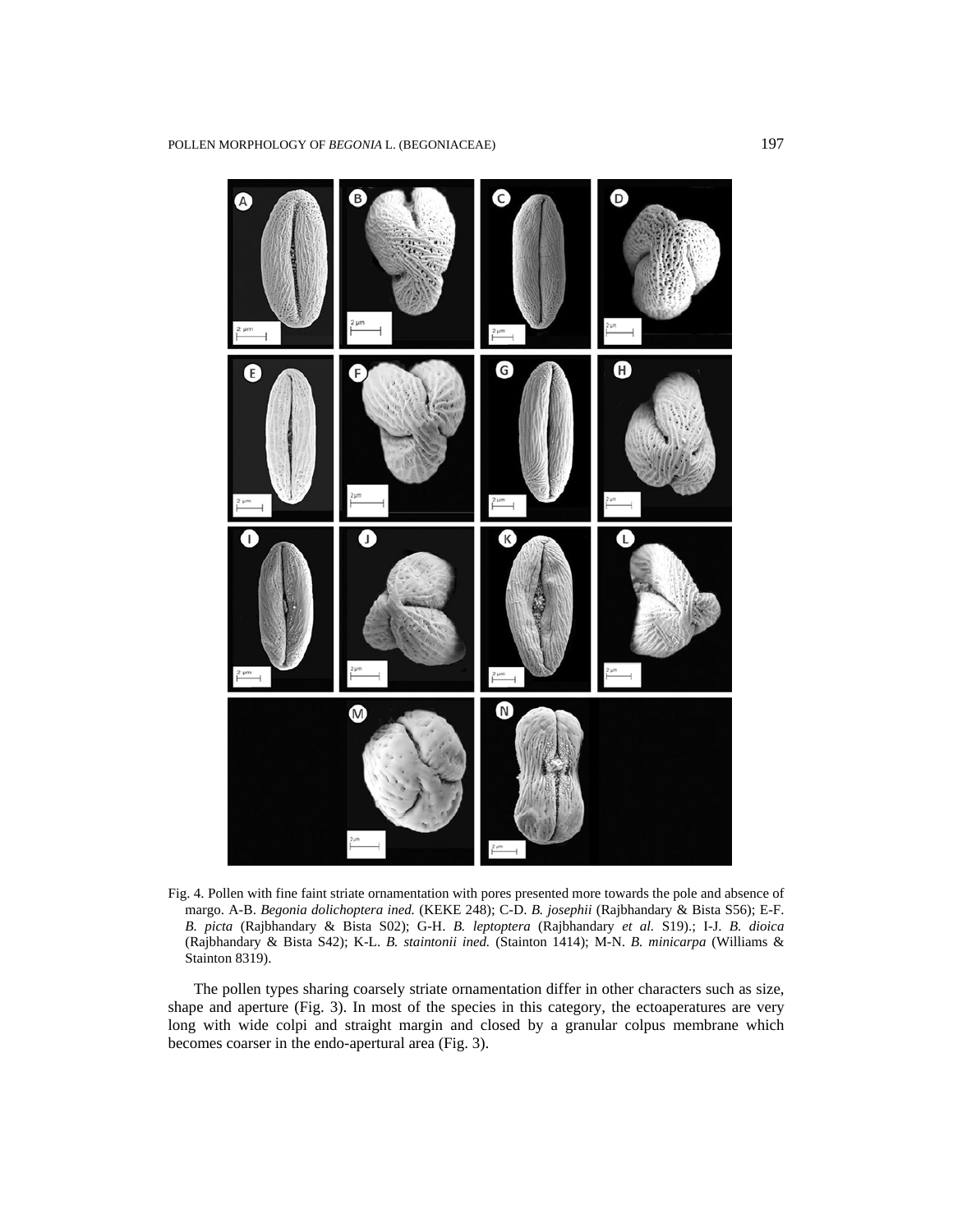Fig. 4. Pollen with fine faint striate ornamentation with pores presented more towards the pole and absence of margo. A-B. *Begonia dolichoptera ined.* (KEKE 248); C-D. *B. josephii* (Rajbhandary & Bista S56); E-F. *B. picta* (Rajbhandary & Bista S02); G-H. *B. leptoptera* (Rajbhandary *et al.* S19).; I-J. *B. dioica* (Rajbhandary & Bista S42); K-L. *B. staintonii ined.* (Stainton 1414); M-N. *B. minicarpa* (Williams & Stainton 8319).

The pollen types sharing coarsely striate ornamentation differ in other characters such as size, shape and aperture (Fig. 3). In most of the species in this category, the ectoaperatures are very long with wide colpi and straight margin and closed by a granular colpus membrane which becomes coarser in the endo-apertural area (Fig. 3).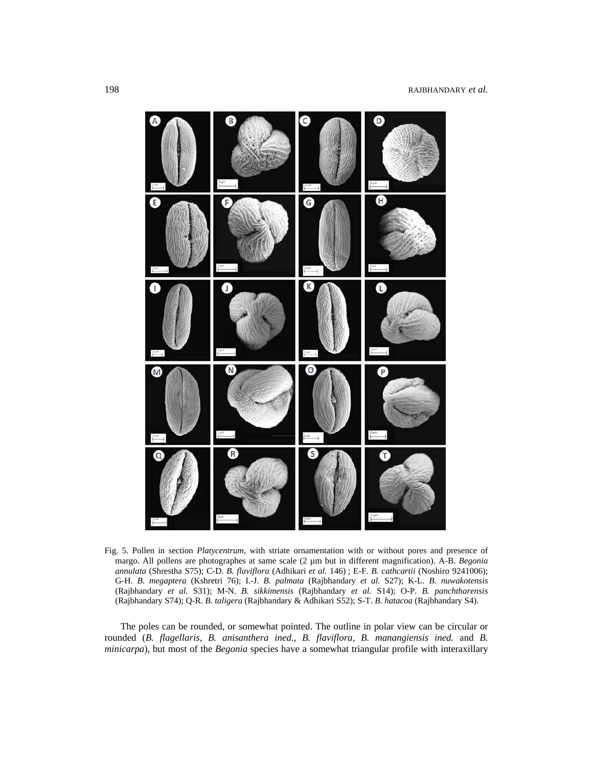Fig. 5. Pollen in section *Platycentrum,* with striate ornamentation with or without pores and presence of margo. All pollens are photographes at same scale (2 µm but in different magnification). A-B. *Begonia annulata* (Shrestha S75); C-D. *B. flaviflora* (Adhikari *et al.* 146) ; E-F. *B. cathcartii* (Noshiro 9241006); G-H. *B. megaptera* (Kshretri 76); I.-J. *B. palmata* (Rajbhandary *et al.* S27); K-L. *B. nuwakotensis* (Rajbhandary *et al.* S31); M-N. *B. sikkimensis* (Rajbhandary *et al.* S14); O-P. *B. panchtharensis* (Rajbhandary S74); Q-R. *B. taligera* (Rajbhandary & Adhikari S52); S-T. *B. hatacoa* (Rajbhandary S4).

The poles can be rounded, or somewhat pointed. The outline in polar view can be circular or rounded (*B. flagellaris, B. anisanthera ined., B. flaviflora, B. manangiensis ined.* and *B. minicarpa*), but most of the *Begonia* species have a somewhat triangular profile with interaxillary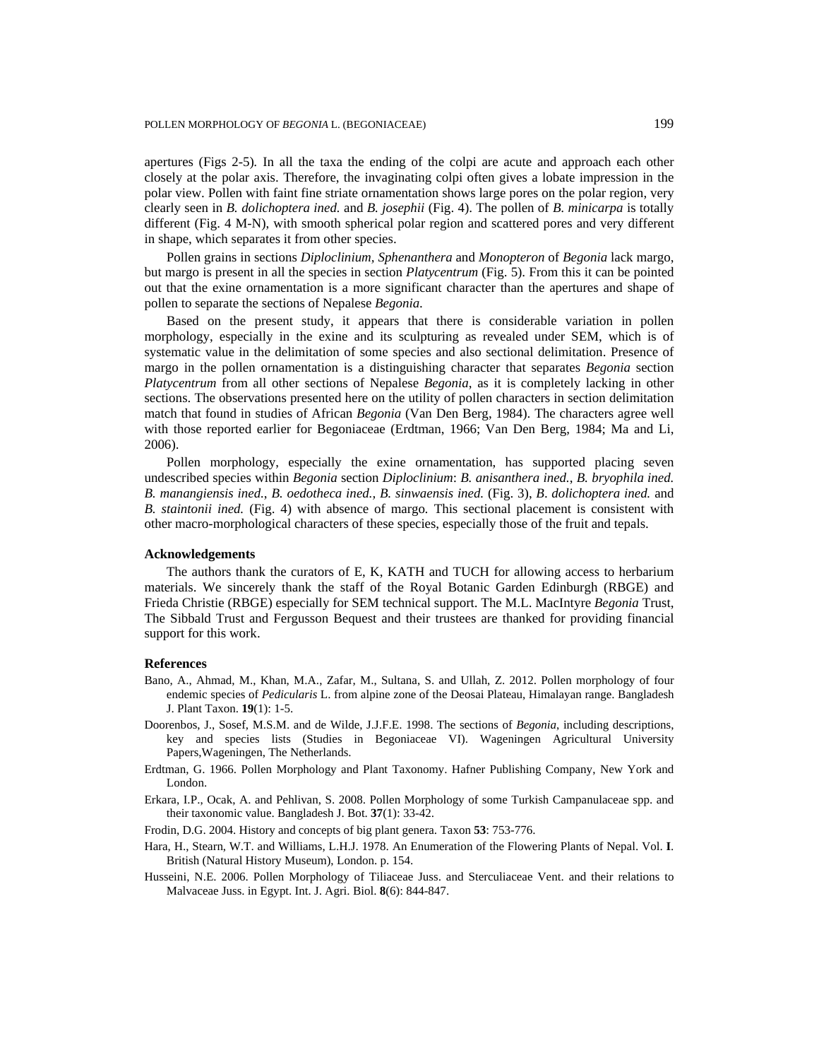apertures (Figs 2-5). In all the taxa the ending of the colpi are acute and approach each other closely at the polar axis. Therefore, the invaginating colpi often gives a lobate impression in the polar view. Pollen with faint fine striate ornamentation shows large pores on the polar region, very clearly seen in *B. dolichoptera ined.* and *B. josephii* (Fig. 4). The pollen of *B. minicarpa* is totally different (Fig. 4 M-N), with smooth spherical polar region and scattered pores and very different in shape, which separates it from other species.

Pollen grains in sections *Diploclinium, Sphenanthera* and *Monopteron* of *Begonia* lack margo, but margo is present in all the species in section *Platycentrum* (Fig. 5). From this it can be pointed out that the exine ornamentation is a more significant character than the apertures and shape of pollen to separate the sections of Nepalese *Begonia*.

Based on the present study, it appears that there is considerable variation in pollen morphology, especially in the exine and its sculpturing as revealed under SEM, which is of systematic value in the delimitation of some species and also sectional delimitation. Presence of margo in the pollen ornamentation is a distinguishing character that separates *Begonia* section *Platycentrum* from all other sections of Nepalese *Begonia*, as it is completely lacking in other sections. The observations presented here on the utility of pollen characters in section delimitation match that found in studies of African *Begonia* (Van Den Berg, 1984). The characters agree well with those reported earlier for Begoniaceae (Erdtman, 1966; Van Den Berg, 1984; Ma and Li, 2006).

Pollen morphology, especially the exine ornamentation, has supported placing seven undescribed species within *Begonia* section *Diploclinium*: *B. anisanthera ined.*, *B. bryophila ined. B. manangiensis ined.*, *B. oedotheca ined.*, *B. sinwaensis ined.* (Fig. 3), *B. dolichoptera ined.* and *B. staintonii ined.* (Fig. 4) with absence of margo. This sectional placement is consistent with other macro-morphological characters of these species, especially those of the fruit and tepals.

## Acknowledgements

The authors thank the curators of E, K, KATH and TUCH for allowing access to herbarium materials. We sincerely thank the staff of the Royal Botanic Garden Edinburgh (RBGE) and Frieda Christie (RBGE) especially for SEM technical support. The M.L. MacIntyre *Begonia* Trust, The Sibbald Trust and Fergusson Bequest and their trustees are thanked for providing financial support for this work.

## References

Bano, A., Ahmad, M., Khan, M.A., Zafar, M., Sultana, S. and Ullah, Z. 2012. Pollen morphology of four endemic species of *Pedicularis* L. from alpine zone of the Deosai Plateau, Himalayan range. Bangladesh J. Plant Taxon. **19**(1): 1-5.

Doorenbos, J., Sosef, M.S.M. and de Wilde, J.J.F.E. 1998. The sections of *Begonia*, including descriptions, key and species lists (Studies in Begoniaceae VI). Wageningen Agricultural University Papers,Wageningen, The Netherlands.

Erdtman, G. 1966. Pollen Morphology and Plant Taxonomy. Hafner Publishing Company, New York and London.

Erkara, I.P., Ocak, A. and Pehlivan, S. 2008. Pollen Morphology of some Turkish Campanulaceae spp. and their taxonomic value. Bangladesh J. Bot. **37**(1): 33-42.

Frodin, D.G. 2004. History and concepts of big plant genera. Taxon **53**: 753-776.

Hara, H., Stearn, W.T. and Williams, L.H.J. 1978. An Enumeration of the Flowering Plants of Nepal. Vol. **I**. British (Natural History Museum), London. p. 154.

Husseini, N.E. 2006. Pollen Morphology of Tiliaceae Juss. and Sterculiaceae Vent. and their relations to Malvaceae Juss. in Egypt. Int. J. Agri. Biol. **8**(6): 844-847.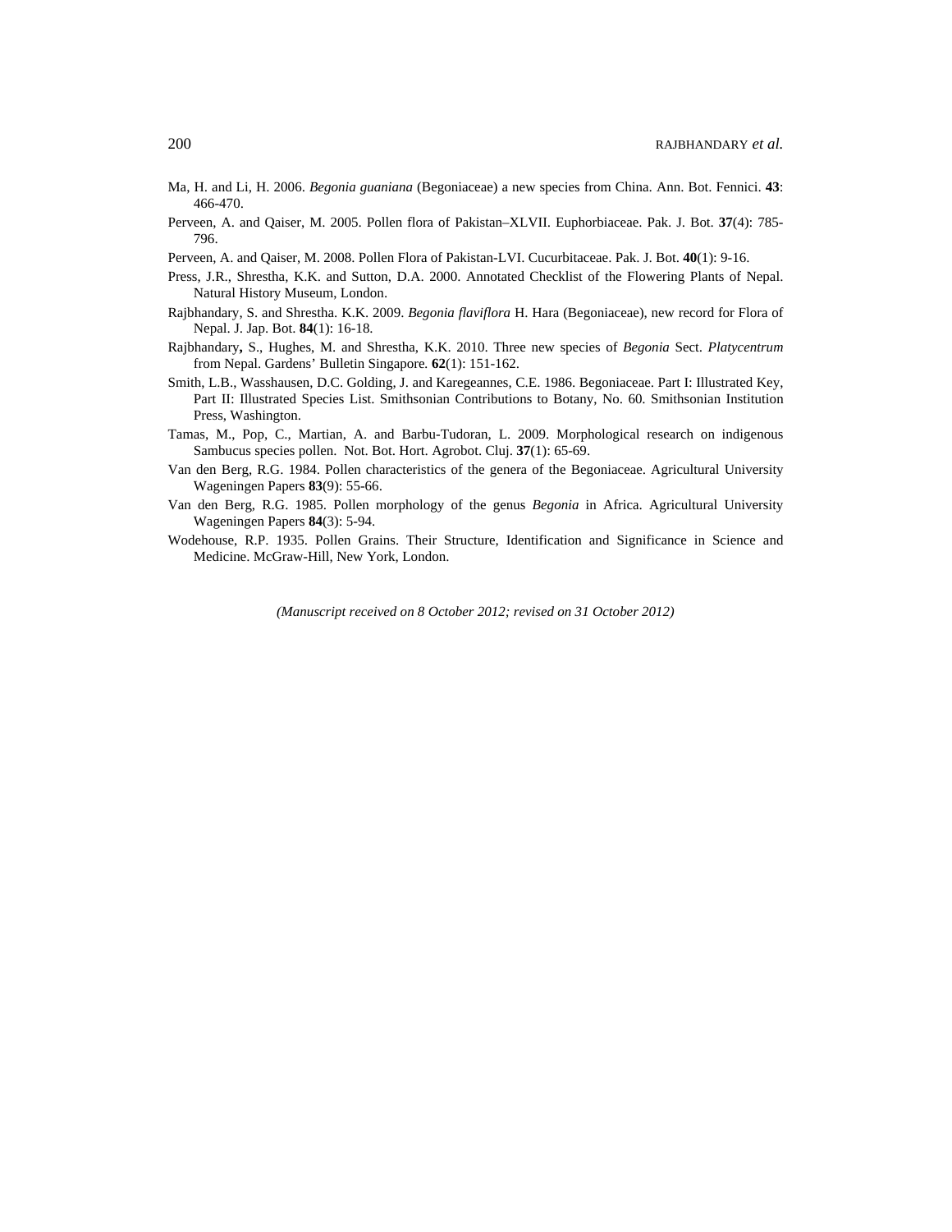Ma, H. and Li, H. 2006. *Begonia guaniana* (Begoniaceae) a new species from China. Ann. Bot. Fennici. **43**: 466-470.

Perveen, A. and Qaiser, M. 2005. Pollen flora of Pakistan–XLVII. Euphorbiaceae. Pak. J. Bot. **37**(4): 785-796.

Perveen, A. and Qaiser, M. 2008. Pollen Flora of Pakistan-LVI. Cucurbitaceae. Pak. J. Bot. **40**(1): 9-16.

Press, J.R., Shrestha, K.K. and Sutton, D.A. 2000. Annotated Checklist of the Flowering Plants of Nepal. Natural History Museum, London.

Rajbhandary, S. and Shrestha. K.K. 2009. *Begonia flaviflora* H. Hara (Begoniaceae), new record for Flora of Nepal. J. Jap. Bot. **84**(1): 16-18.

Rajbhandary**,** S., Hughes, M. and Shrestha, K.K. 2010. Three new species of *Begonia* Sect. *Platycentrum* from Nepal. Gardens' Bulletin Singapore. **62**(1): 151-162.

Smith, L.B., Wasshausen, D.C. Golding, J. and Karegeannes, C.E. 1986. Begoniaceae. Part I: Illustrated Key, Part II: Illustrated Species List. Smithsonian Contributions to Botany, No. 60. Smithsonian Institution Press, Washington.

Tamas, M., Pop, C., Martian, A. and Barbu-Tudoran, L. 2009. Morphological research on indigenous Sambucus species pollen. Not. Bot. Hort. Agrobot. Cluj. **37**(1): 65-69.

Van den Berg, R.G. 1984. Pollen characteristics of the genera of the Begoniaceae. Agricultural University Wageningen Papers **83**(9): 55-66.

Van den Berg, R.G. 1985. Pollen morphology of the genus *Begonia* in Africa. Agricultural University Wageningen Papers **84**(3): 5-94.

Wodehouse, R.P. 1935. Pollen Grains. Their Structure, Identification and Significance in Science and Medicine. McGraw-Hill, New York, London.

*(Manuscript received on 8 October 2012; revised on 31 October 2012)*